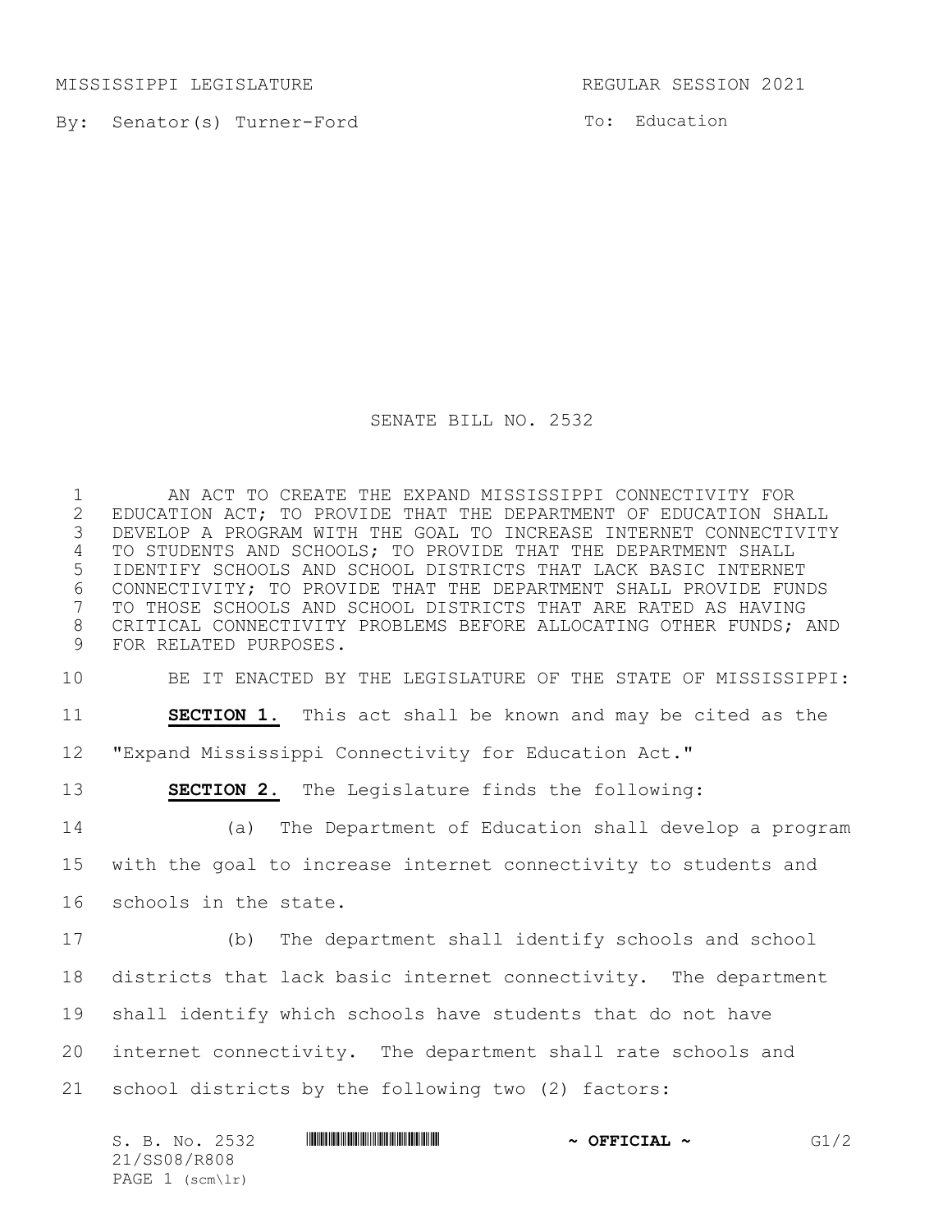MISSISSIPPI LEGISLATURE REGULAR SESSION 2021

By: Senator(s) Turner-Ford

To: Education

# SENATE BILL NO. 2532

AN ACT TO CREATE THE EXPAND MISSISSIPPI CONNECTIVITY FOR EDUCATION ACT; TO PROVIDE THAT THE DEPARTMENT OF EDUCATION SHALL DEVELOP A PROGRAM WITH THE GOAL TO INCREASE INTERNET CONNECTIVITY TO STUDENTS AND SCHOOLS; TO PROVIDE THAT THE DEPARTMENT SHALL IDENTIFY SCHOOLS AND SCHOOL DISTRICTS THAT LACK BASIC INTERNET CONNECTIVITY; TO PROVIDE THAT THE DEPARTMENT SHALL PROVIDE FUNDS TO THOSE SCHOOLS AND SCHOOL DISTRICTS THAT ARE RATED AS HAVING CRITICAL CONNECTIVITY PROBLEMS BEFORE ALLOCATING OTHER FUNDS; AND FOR RELATED PURPOSES.

BE IT ENACTED BY THE LEGISLATURE OF THE STATE OF MISSISSIPPI:

**SECTION 1.** This act shall be known and may be cited as the "Expand Mississippi Connectivity for Education Act."

**SECTION 2.** The Legislature finds the following:

(a) The Department of Education shall develop a program with the goal to increase internet connectivity to students and schools in the state.

(b) The department shall identify schools and school districts that lack basic internet connectivity. The department shall identify which schools have students that do not have internet connectivity. The department shall rate schools and school districts by the following two (2) factors: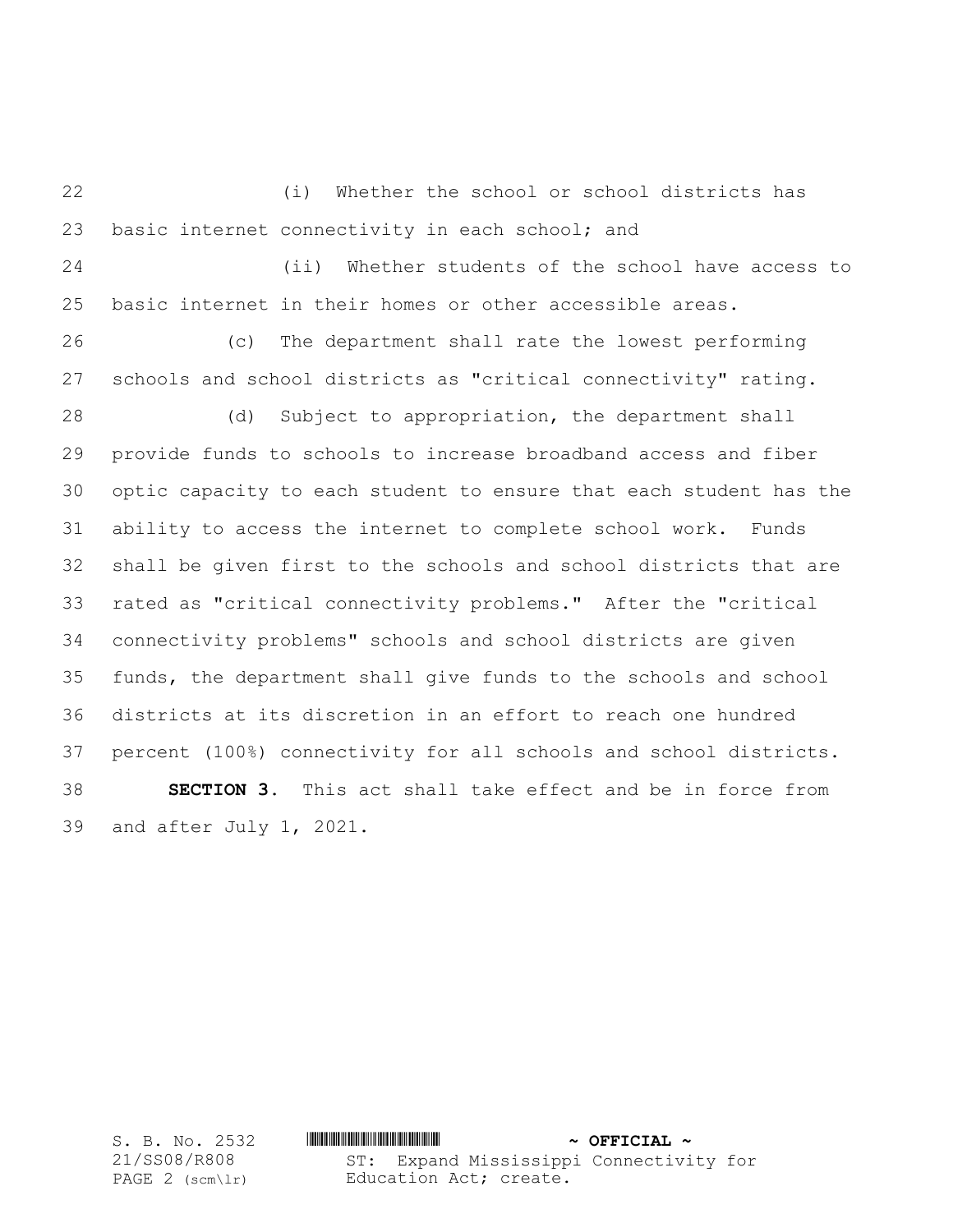(i) Whether the school or school districts has basic internet connectivity in each school; and

(ii) Whether students of the school have access to basic internet in their homes or other accessible areas.

(c) The department shall rate the lowest performing schools and school districts as "critical connectivity" rating.

(d) Subject to appropriation, the department shall provide funds to schools to increase broadband access and fiber optic capacity to each student to ensure that each student has the ability to access the internet to complete school work. Funds shall be given first to the schools and school districts that are rated as "critical connectivity problems." After the "critical connectivity problems" schools and school districts are given funds, the department shall give funds to the schools and school districts at its discretion in an effort to reach one hundred percent (100%) connectivity for all schools and school districts.

**SECTION 3.** This act shall take effect and be in force from and after July 1, 2021.